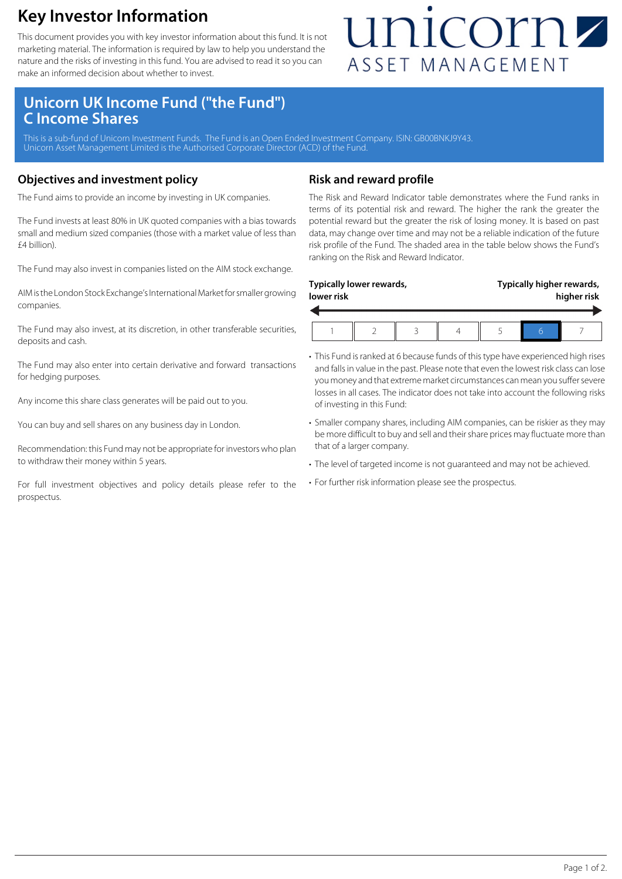# Key Investor Information

This document provides you with key investor information about this fund. It is not marketing material. The information is required by law to help you understand the nature and the risks of investing in this fund. You are advised to read it so you can make an informed decision about whether to invest.

unicorn ASSET MANAGEMENT

## Unicorn UK Income Fund ("the Fund") C Income Shares

This is a sub-fund of Unicorn Investment Funds. The Fund is an Open Ended Investment Company. ISIN: GB00BNKJ9Y43.
Unicorn Asset Management Limited is the Authorised Corporate Director (ACD) of the Fund.

## Objectives and investment policy

The Fund aims to provide an income by investing in UK companies.

The Fund invests at least 80% in UK quoted companies with a bias towards small and medium sized companies (those with a market value of less than £4 billion).

The Fund may also invest in companies listed on the AIM stock exchange.

AIM is the London Stock Exchange's International Market for smaller growing companies.

The Fund may also invest, at its discretion, in other transferable securities, deposits and cash.

The Fund may also enter into certain derivative and forward transactions for hedging purposes.

Any income this share class generates will be paid out to you.

You can buy and sell shares on any business day in London.

Recommendation: this Fund may not be appropriate for investors who plan to withdraw their money within 5 years.

For full investment objectives and policy details please refer to the prospectus.

## Risk and reward profile

The Risk and Reward Indicator table demonstrates where the Fund ranks in terms of its potential risk and reward. The higher the rank the greater the potential reward but the greater the risk of losing money. It is based on past data, may change over time and may not be a reliable indication of the future risk profile of the Fund. The shaded area in the table below shows the Fund's ranking on the Risk and Reward Indicator.

**Typically lower rewards, lower risk** — **Typically higher rewards, higher risk**

| 1 | 2 | 3 | 4 | 5 | **6** | 7 |
|---|---|---|---|---|---|---|

- This Fund is ranked at 6 because funds of this type have experienced high rises and falls in value in the past. Please note that even the lowest risk class can lose you money and that extreme market circumstances can mean you suffer severe losses in all cases. The indicator does not take into account the following risks of investing in this Fund:
- Smaller company shares, including AIM companies, can be riskier as they may be more difficult to buy and sell and their share prices may fluctuate more than that of a larger company.
- The level of targeted income is not guaranteed and may not be achieved.
- For further risk information please see the prospectus.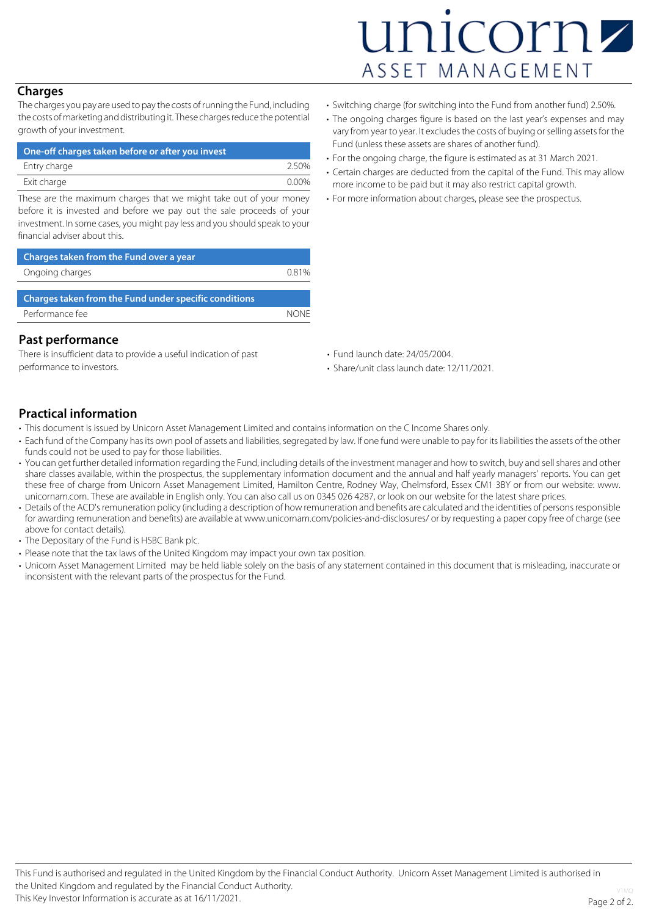## Charges

The charges you pay are used to pay the costs of running the Fund, including the costs of marketing and distributing it. These charges reduce the potential growth of your investment.

| One-off charges taken before or after you invest | |
|---|---|
| Entry charge | 2.50% |
| Exit charge | 0.00% |

These are the maximum charges that we might take out of your money before it is invested and before we pay out the sale proceeds of your investment. In some cases, you might pay less and you should speak to your financial adviser about this.

| Charges taken from the Fund over a year | |
|---|---|
| Ongoing charges | 0.81% |

| Charges taken from the Fund under specific conditions | |
|---|---|
| Performance fee | NONE |

- Switching charge (for switching into the Fund from another fund) 2.50%.
- The ongoing charges figure is based on the last year's expenses and may vary from year to year. It excludes the costs of buying or selling assets for the Fund (unless these assets are shares of another fund).
- For the ongoing charge, the figure is estimated as at 31 March 2021.
- Certain charges are deducted from the capital of the Fund. This may allow more income to be paid but it may also restrict capital growth.
- For more information about charges, please see the prospectus.

## Past performance

There is insufficient data to provide a useful indication of past performance to investors.

- Fund launch date: 24/05/2004.
- Share/unit class launch date: 12/11/2021.

## Practical information

- This document is issued by Unicorn Asset Management Limited and contains information on the C Income Shares only.
- Each fund of the Company has its own pool of assets and liabilities, segregated by law. If one fund were unable to pay for its liabilities the assets of the other funds could not be used to pay for those liabilities.
- You can get further detailed information regarding the Fund, including details of the investment manager and how to switch, buy and sell shares and other share classes available, within the prospectus, the supplementary information document and the annual and half yearly managers' reports. You can get these free of charge from Unicorn Asset Management Limited, Hamilton Centre, Rodney Way, Chelmsford, Essex CM1 3BY or from our website: www.unicornam.com. These are available in English only. You can also call us on 0345 026 4287, or look on our website for the latest share prices.
- Details of the ACD's remuneration policy (including a description of how remuneration and benefits are calculated and the identities of persons responsible for awarding remuneration and benefits) are available at www.unicornam.com/policies-and-disclosures/ or by requesting a paper copy free of charge (see above for contact details).
- The Depositary of the Fund is HSBC Bank plc.
- Please note that the tax laws of the United Kingdom may impact your own tax position.
- Unicorn Asset Management Limited may be held liable solely on the basis of any statement contained in this document that is misleading, inaccurate or inconsistent with the relevant parts of the prospectus for the Fund.

This Fund is authorised and regulated in the United Kingdom by the Financial Conduct Authority. Unicorn Asset Management Limited is authorised in the United Kingdom and regulated by the Financial Conduct Authority.
This Key Investor Information is accurate as at 16/11/2021.